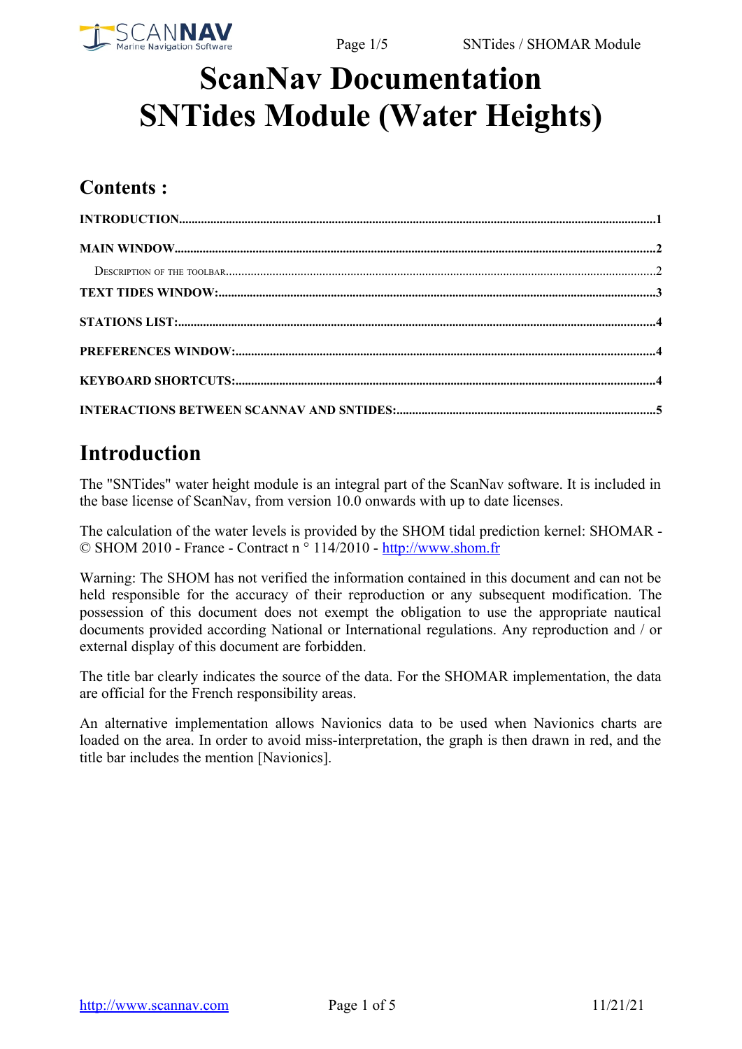# ScanNav Documentation
# SNTides Module (Water Heights)

## Contents :

**INTRODUCTION**......1

**MAIN WINDOW**......2

Description of the toolbar......2

**TEXT TIDES WINDOW:**......3

**STATIONS LIST:**......4

**PREFERENCES WINDOW:**......4

**KEYBOARD SHORTCUTS:**......4

**INTERACTIONS BETWEEN SCANNAV AND SNTIDES:**......5

## Introduction

The "SNTides" water height module is an integral part of the ScanNav software. It is included in the base license of ScanNav, from version 10.0 onwards with up to date licenses.

The calculation of the water levels is provided by the SHOM tidal prediction kernel: SHOMAR - © SHOM 2010 - France - Contract n ° 114/2010 - http://www.shom.fr

Warning: The SHOM has not verified the information contained in this document and can not be held responsible for the accuracy of their reproduction or any subsequent modification. The possession of this document does not exempt the obligation to use the appropriate nautical documents provided according National or International regulations. Any reproduction and / or external display of this document are forbidden.

The title bar clearly indicates the source of the data. For the SHOMAR implementation, the data are official for the French responsibility areas.

An alternative implementation allows Navionics data to be used when Navionics charts are loaded on the area. In order to avoid miss-interpretation, the graph is then drawn in red, and the title bar includes the mention [Navionics].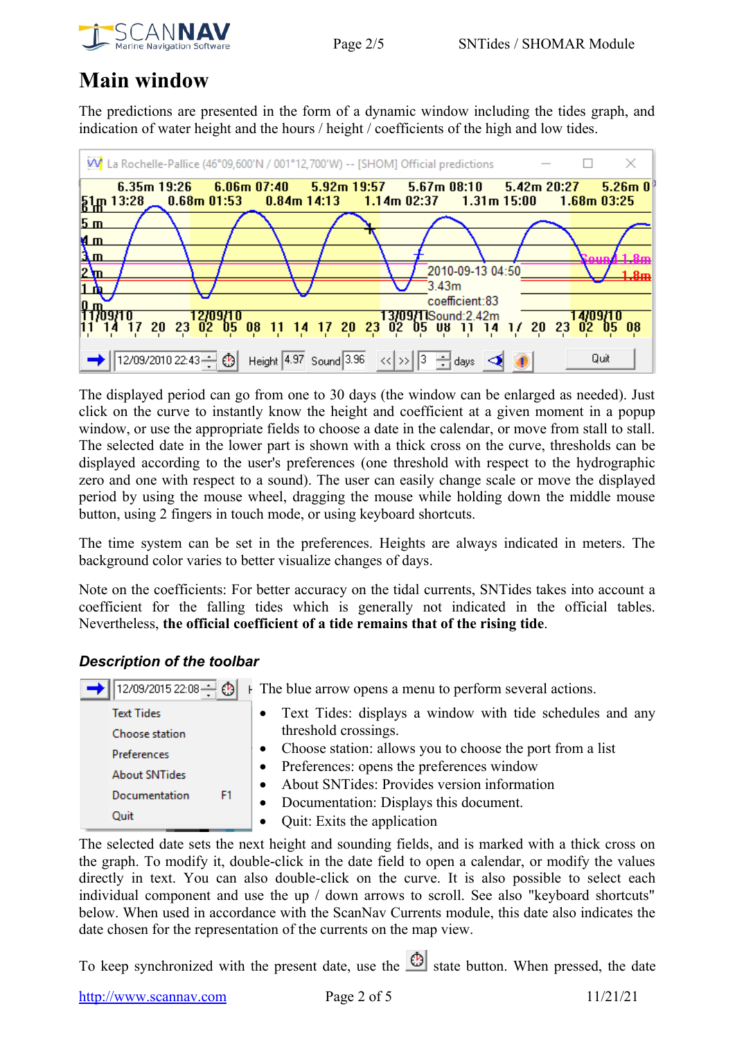# Main window

The predictions are presented in the form of a dynamic window including the tides graph, and indication of water height and the hours / height / coefficients of the high and low tides.

The displayed period can go from one to 30 days (the window can be enlarged as needed). Just click on the curve to instantly know the height and coefficient at a given moment in a popup window, or use the appropriate fields to choose a date in the calendar, or move from stall to stall. The selected date in the lower part is shown with a thick cross on the curve, thresholds can be displayed according to the user's preferences (one threshold with respect to the hydrographic zero and one with respect to a sound). The user can easily change scale or move the displayed period by using the mouse wheel, dragging the mouse while holding down the middle mouse button, using 2 fingers in touch mode, or using keyboard shortcuts.

The time system can be set in the preferences. Heights are always indicated in meters. The background color varies to better visualize changes of days.

Note on the coefficients: For better accuracy on the tidal currents, SNTides takes into account a coefficient for the falling tides which is generally not indicated in the official tables. Nevertheless, **the official coefficient of a tide remains that of the rising tide**.

### *Description of the toolbar*

The blue arrow opens a menu to perform several actions.

- Text Tides: displays a window with tide schedules and any threshold crossings.
- Choose station: allows you to choose the port from a list
- Preferences: opens the preferences window
- About SNTides: Provides version information
- Documentation: Displays this document.
- Quit: Exits the application

The selected date sets the next height and sounding fields, and is marked with a thick cross on the graph. To modify it, double-click in the date field to open a calendar, or modify the values directly in text. You can also double-click on the curve. It is also possible to select each individual component and use the up / down arrows to scroll. See also "keyboard shortcuts" below. When used in accordance with the ScanNav Currents module, this date also indicates the date chosen for the representation of the currents on the map view.

To keep synchronized with the present date, use the state button. When pressed, the date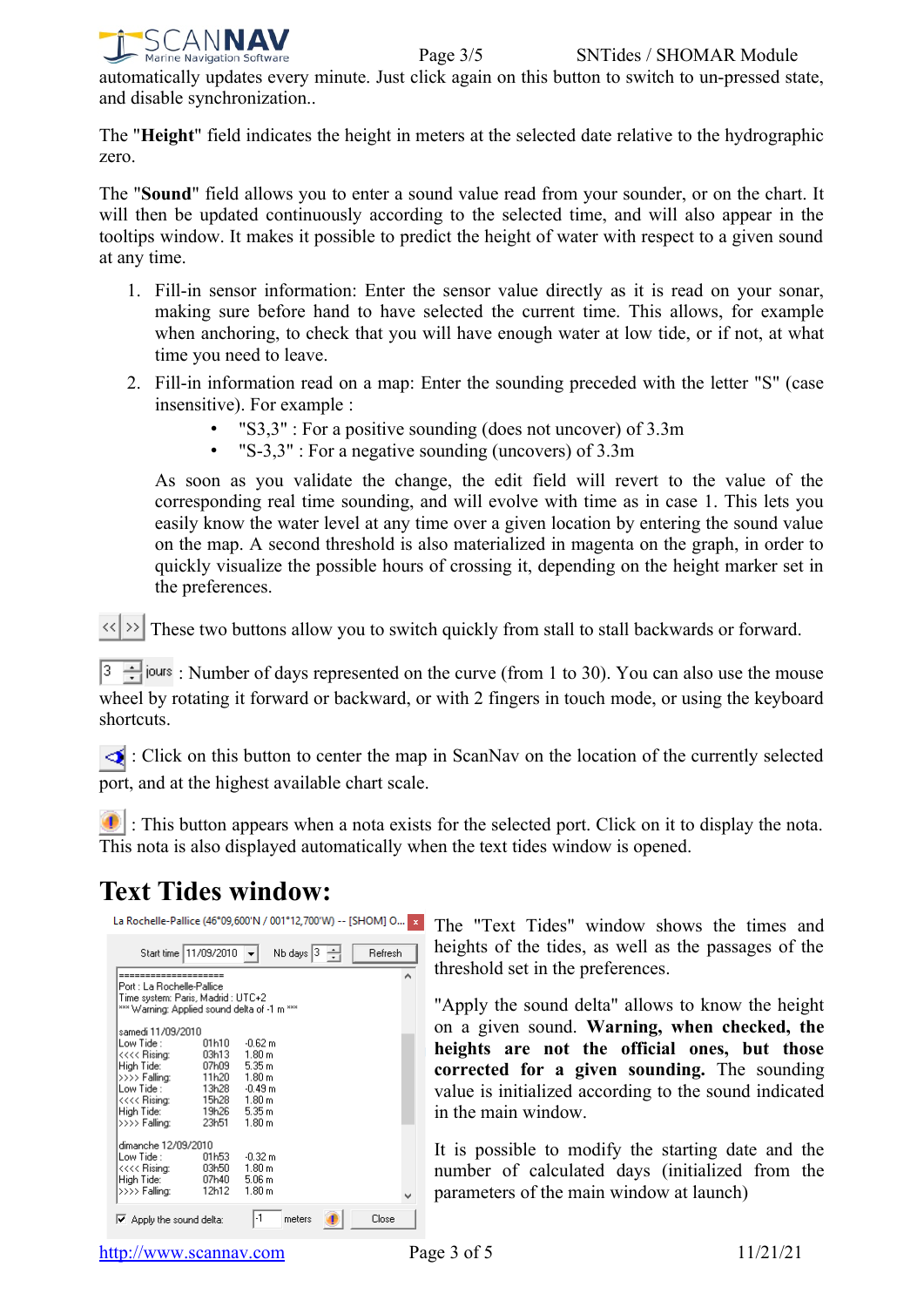automatically updates every minute. Just click again on this button to switch to un-pressed state, and disable synchronization..

The "**Height**" field indicates the height in meters at the selected date relative to the hydrographic zero.

The "**Sound**" field allows you to enter a sound value read from your sounder, or on the chart. It will then be updated continuously according to the selected time, and will also appear in the tooltips window. It makes it possible to predict the height of water with respect to a given sound at any time.

1. Fill-in sensor information: Enter the sensor value directly as it is read on your sonar, making sure before hand to have selected the current time. This allows, for example when anchoring, to check that you will have enough water at low tide, or if not, at what time you need to leave.
2. Fill-in information read on a map: Enter the sounding preceded with the letter "S" (case insensitive). For example :
   - "S3,3" : For a positive sounding (does not uncover) of 3.3m
   - "S-3,3" : For a negative sounding (uncovers) of 3.3m

   As soon as you validate the change, the edit field will revert to the value of the corresponding real time sounding, and will evolve with time as in case 1. This lets you easily know the water level at any time over a given location by entering the sound value on the map. A second threshold is also materialized in magenta on the graph, in order to quickly visualize the possible hours of crossing it, depending on the height marker set in the preferences.

<< >> These two buttons allow you to switch quickly from stall to stall backwards or forward.

3 jours : Number of days represented on the curve (from 1 to 30). You can also use the mouse wheel by rotating it forward or backward, or with 2 fingers in touch mode, or using the keyboard shortcuts.

: Click on this button to center the map in ScanNav on the location of the currently selected port, and at the highest available chart scale.

: This button appears when a nota exists for the selected port. Click on it to display the nota. This nota is also displayed automatically when the text tides window is opened.

# Text Tides window:

La Rochelle-Pallice (46°09,600'N / 001°12,700'W) -- [SHOM] O...

Start time 11/09/2010 Nb days 3 Refresh

```
====================
Port : La Rochelle-Pallice
Time system: Paris, Madrid : UTC+2
*** Warning: Applied sound delta of -1 m ***

samedi 11/09/2010
Low Tide :      01h10   -0.62 m
<<<< Rising:    03h13    1.80 m
High Tide:      07h09    5.35 m
>>>> Falling:   11h20    1.80 m
Low Tide :      13h28   -0.49 m
<<<< Rising:    15h28    1.80 m
High Tide:      19h26    5.35 m
>>>> Falling:   23h51    1.80 m

dimanche 12/09/2010
Low Tide :      01h53   -0.32 m
<<<< Rising:    03h50    1.80 m
High Tide:      07h40    5.06 m
>>>> Falling:   12h12    1.80 m
```

☑ Apply the sound delta: -1 meters Close

The "Text Tides" window shows the times and heights of the tides, as well as the passages of the threshold set in the preferences.

"Apply the sound delta" allows to know the height on a given sound. **Warning, when checked, the heights are not the official ones, but those corrected for a given sounding.** The sounding value is initialized according to the sound indicated in the main window.

It is possible to modify the starting date and the number of calculated days (initialized from the parameters of the main window at launch)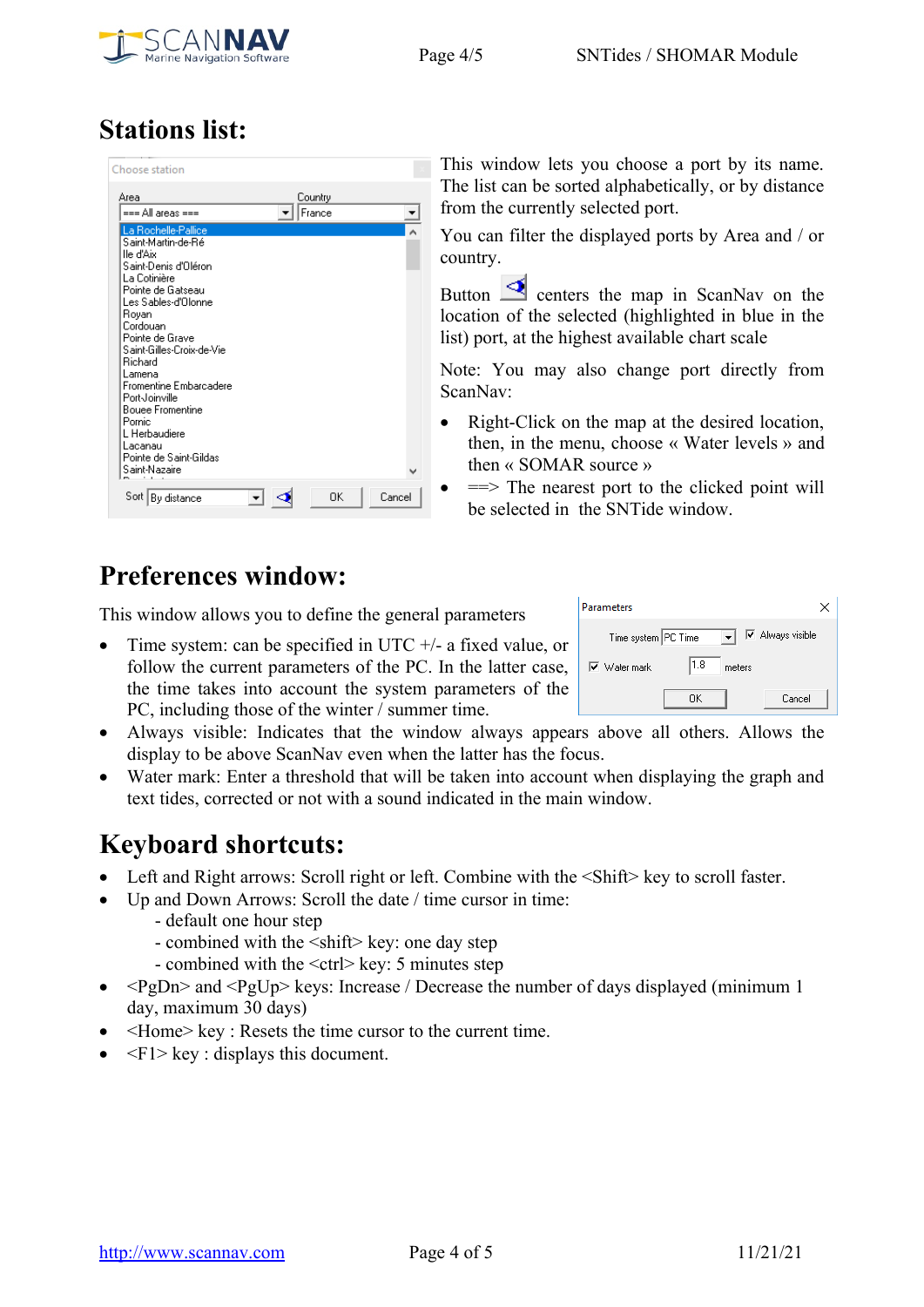# Stations list:

This window lets you choose a port by its name. The list can be sorted alphabetically, or by distance from the currently selected port.

You can filter the displayed ports by Area and / or country.

Button centers the map in ScanNav on the location of the selected (highlighted in blue in the list) port, at the highest available chart scale

Note: You may also change port directly from ScanNav:

- Right-Click on the map at the desired location, then, in the menu, choose « Water levels » and then « SOMAR source »
- ==> The nearest port to the clicked point will be selected in the SNTide window.

# Preferences window:

This window allows you to define the general parameters

- Time system: can be specified in UTC +/- a fixed value, or follow the current parameters of the PC. In the latter case, the time takes into account the system parameters of the PC, including those of the winter / summer time.
- Always visible: Indicates that the window always appears above all others. Allows the display to be above ScanNav even when the latter has the focus.
- Water mark: Enter a threshold that will be taken into account when displaying the graph and text tides, corrected or not with a sound indicated in the main window.

# Keyboard shortcuts:

- Left and Right arrows: Scroll right or left. Combine with the <Shift> key to scroll faster.
- Up and Down Arrows: Scroll the date / time cursor in time:
  - default one hour step
  - combined with the <shift> key: one day step
  - combined with the <ctrl> key: 5 minutes step
- <PgDn> and <PgUp> keys: Increase / Decrease the number of days displayed (minimum 1 day, maximum 30 days)
- <Home> key : Resets the time cursor to the current time.
- <F1> key : displays this document.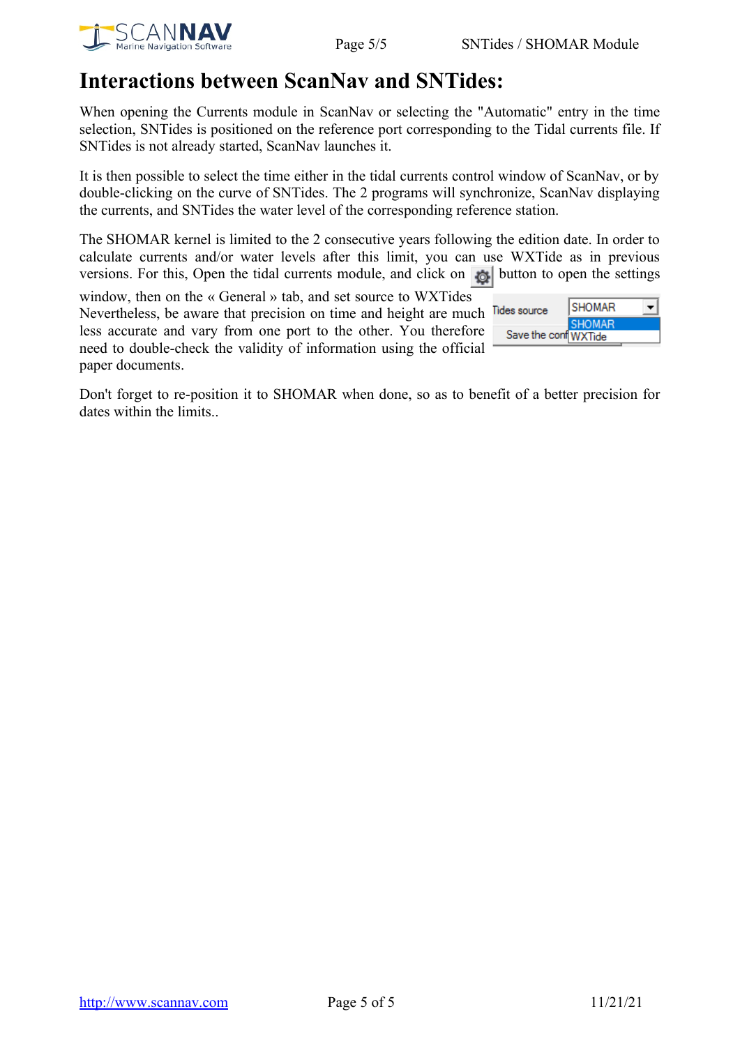# Interactions between ScanNav and SNTides:

When opening the Currents module in ScanNav or selecting the "Automatic" entry in the time selection, SNTides is positioned on the reference port corresponding to the Tidal currents file. If SNTides is not already started, ScanNav launches it.

It is then possible to select the time either in the tidal currents control window of ScanNav, or by double-clicking on the curve of SNTides. The 2 programs will synchronize, ScanNav displaying the currents, and SNTides the water level of the corresponding reference station.

The SHOMAR kernel is limited to the 2 consecutive years following the edition date. In order to calculate currents and/or water levels after this limit, you can use WXTide as in previous versions. For this, Open the tidal currents module, and click on the button to open the settings window, then on the « General » tab, and set source to WXTides Nevertheless, be aware that precision on time and height are much less accurate and vary from one port to the other. You therefore need to double-check the validity of information using the official paper documents.

Tides source SHOMAR
SHOMAR
Save the conf WXTide

Don't forget to re-position it to SHOMAR when done, so as to benefit of a better precision for dates within the limits..